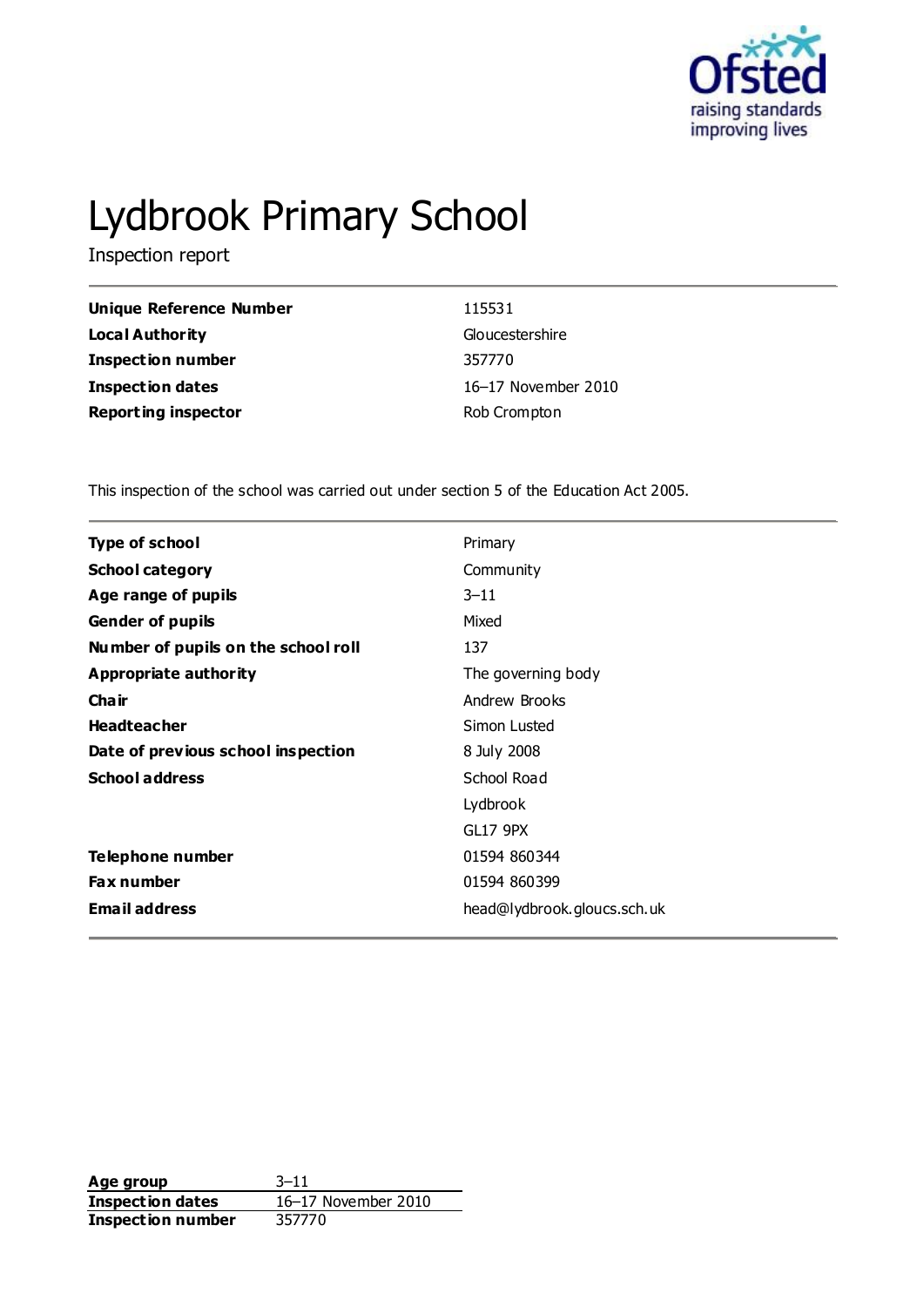# Lydbrook Primary School

Inspection report

| | |
|---|---|
| **Unique Reference Number** | 115531 |
| **Local Authority** | Gloucestershire |
| **Inspection number** | 357770 |
| **Inspection dates** | 16–17 November 2010 |
| **Reporting inspector** | Rob Crompton |

This inspection of the school was carried out under section 5 of the Education Act 2005.

| | |
|---|---|
| **Type of school** | Primary |
| **School category** | Community |
| **Age range of pupils** | 3–11 |
| **Gender of pupils** | Mixed |
| **Number of pupils on the school roll** | 137 |
| **Appropriate authority** | The governing body |
| **Chair** | Andrew Brooks |
| **Headteacher** | Simon Lusted |
| **Date of previous school inspection** | 8 July 2008 |
| **School address** | School Road<br>Lydbrook<br>GL17 9PX |
| **Telephone number** | 01594 860344 |
| **Fax number** | 01594 860399 |
| **Email address** | head@lydbrook.gloucs.sch.uk |

| | |
|---|---|
| **Age group** | 3–11 |
| **Inspection dates** | 16–17 November 2010 |
| **Inspection number** | 357770 |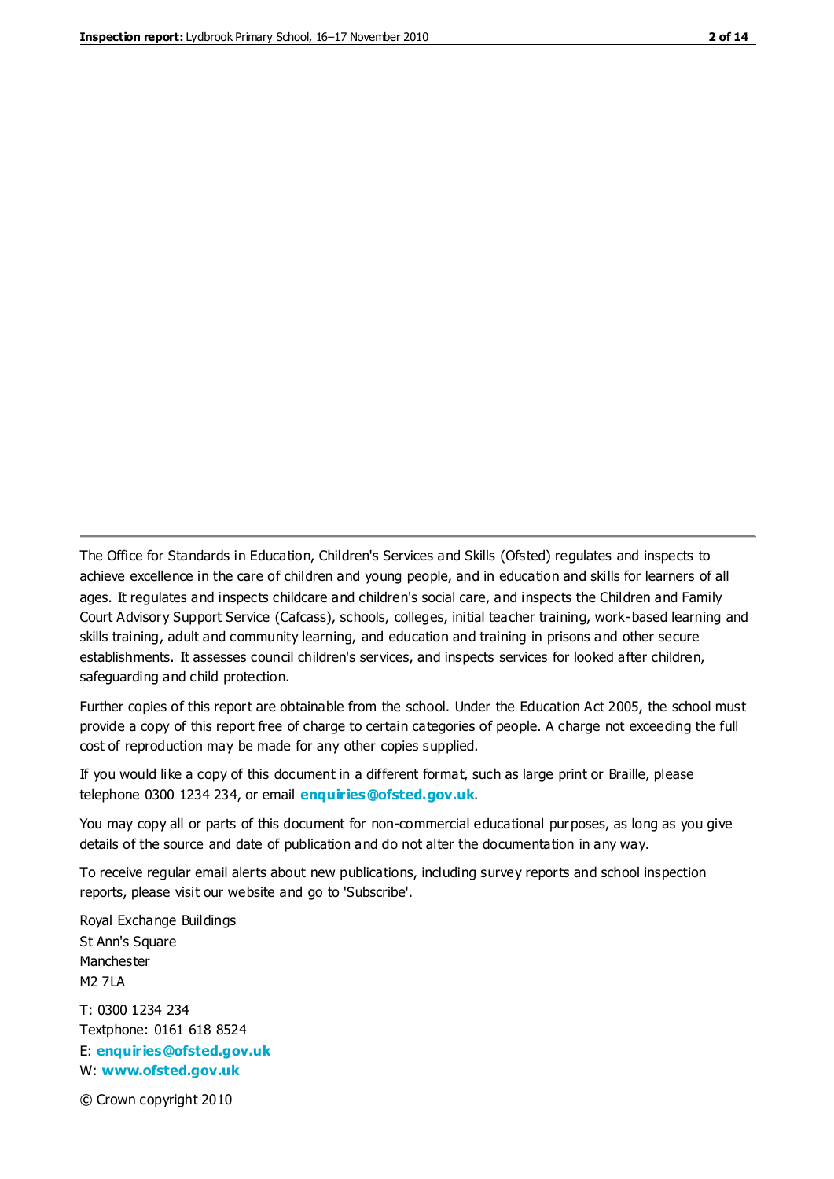The Office for Standards in Education, Children's Services and Skills (Ofsted) regulates and inspects to achieve excellence in the care of children and young people, and in education and skills for learners of all ages. It regulates and inspects childcare and children's social care, and inspects the Children and Family Court Advisory Support Service (Cafcass), schools, colleges, initial teacher training, work-based learning and skills training, adult and community learning, and education and training in prisons and other secure establishments. It assesses council children's services, and inspects services for looked after children, safeguarding and child protection.

Further copies of this report are obtainable from the school. Under the Education Act 2005, the school must provide a copy of this report free of charge to certain categories of people. A charge not exceeding the full cost of reproduction may be made for any other copies supplied.

If you would like a copy of this document in a different format, such as large print or Braille, please telephone 0300 1234 234, or email **enquiries@ofsted.gov.uk**.

You may copy all or parts of this document for non-commercial educational purposes, as long as you give details of the source and date of publication and do not alter the documentation in any way.

To receive regular email alerts about new publications, including survey reports and school inspection reports, please visit our website and go to 'Subscribe'.

Royal Exchange Buildings
St Ann's Square
Manchester
M2 7LA

T: 0300 1234 234
Textphone: 0161 618 8524
E: **enquiries@ofsted.gov.uk**
W: **www.ofsted.gov.uk**

© Crown copyright 2010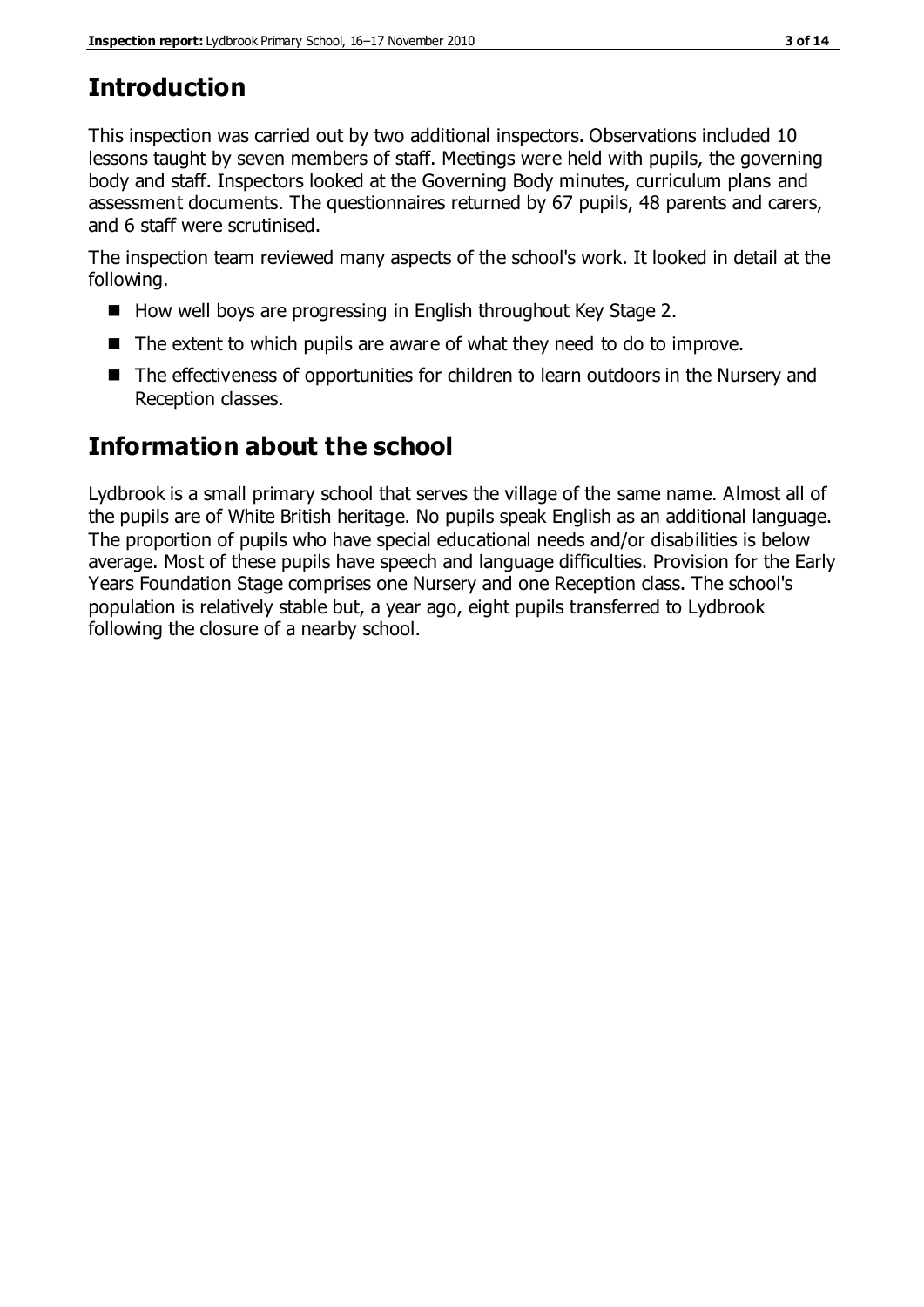# Introduction

This inspection was carried out by two additional inspectors. Observations included 10 lessons taught by seven members of staff. Meetings were held with pupils, the governing body and staff. Inspectors looked at the Governing Body minutes, curriculum plans and assessment documents. The questionnaires returned by 67 pupils, 48 parents and carers, and 6 staff were scrutinised.

The inspection team reviewed many aspects of the school's work. It looked in detail at the following.

- How well boys are progressing in English throughout Key Stage 2.
- The extent to which pupils are aware of what they need to do to improve.
- The effectiveness of opportunities for children to learn outdoors in the Nursery and Reception classes.

# Information about the school

Lydbrook is a small primary school that serves the village of the same name. Almost all of the pupils are of White British heritage. No pupils speak English as an additional language. The proportion of pupils who have special educational needs and/or disabilities is below average. Most of these pupils have speech and language difficulties. Provision for the Early Years Foundation Stage comprises one Nursery and one Reception class. The school's population is relatively stable but, a year ago, eight pupils transferred to Lydbrook following the closure of a nearby school.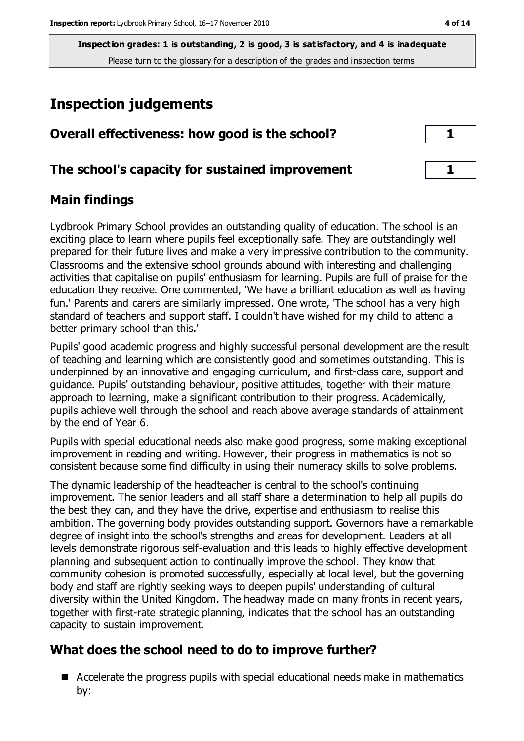**Inspection grades: 1 is outstanding, 2 is good, 3 is satisfactory, and 4 is inadequate**
Please turn to the glossary for a description of the grades and inspection terms

# Inspection judgements

## Overall effectiveness: how good is the school? 1

## The school's capacity for sustained improvement 1

## Main findings

Lydbrook Primary School provides an outstanding quality of education. The school is an exciting place to learn where pupils feel exceptionally safe. They are outstandingly well prepared for their future lives and make a very impressive contribution to the community. Classrooms and the extensive school grounds abound with interesting and challenging activities that capitalise on pupils' enthusiasm for learning. Pupils are full of praise for the education they receive. One commented, 'We have a brilliant education as well as having fun.' Parents and carers are similarly impressed. One wrote, 'The school has a very high standard of teachers and support staff. I couldn't have wished for my child to attend a better primary school than this.'

Pupils' good academic progress and highly successful personal development are the result of teaching and learning which are consistently good and sometimes outstanding. This is underpinned by an innovative and engaging curriculum, and first-class care, support and guidance. Pupils' outstanding behaviour, positive attitudes, together with their mature approach to learning, make a significant contribution to their progress. Academically, pupils achieve well through the school and reach above average standards of attainment by the end of Year 6.

Pupils with special educational needs also make good progress, some making exceptional improvement in reading and writing. However, their progress in mathematics is not so consistent because some find difficulty in using their numeracy skills to solve problems.

The dynamic leadership of the headteacher is central to the school's continuing improvement. The senior leaders and all staff share a determination to help all pupils do the best they can, and they have the drive, expertise and enthusiasm to realise this ambition. The governing body provides outstanding support. Governors have a remarkable degree of insight into the school's strengths and areas for development. Leaders at all levels demonstrate rigorous self-evaluation and this leads to highly effective development planning and subsequent action to continually improve the school. They know that community cohesion is promoted successfully, especially at local level, but the governing body and staff are rightly seeking ways to deepen pupils' understanding of cultural diversity within the United Kingdom. The headway made on many fronts in recent years, together with first-rate strategic planning, indicates that the school has an outstanding capacity to sustain improvement.

## What does the school need to do to improve further?

- Accelerate the progress pupils with special educational needs make in mathematics by: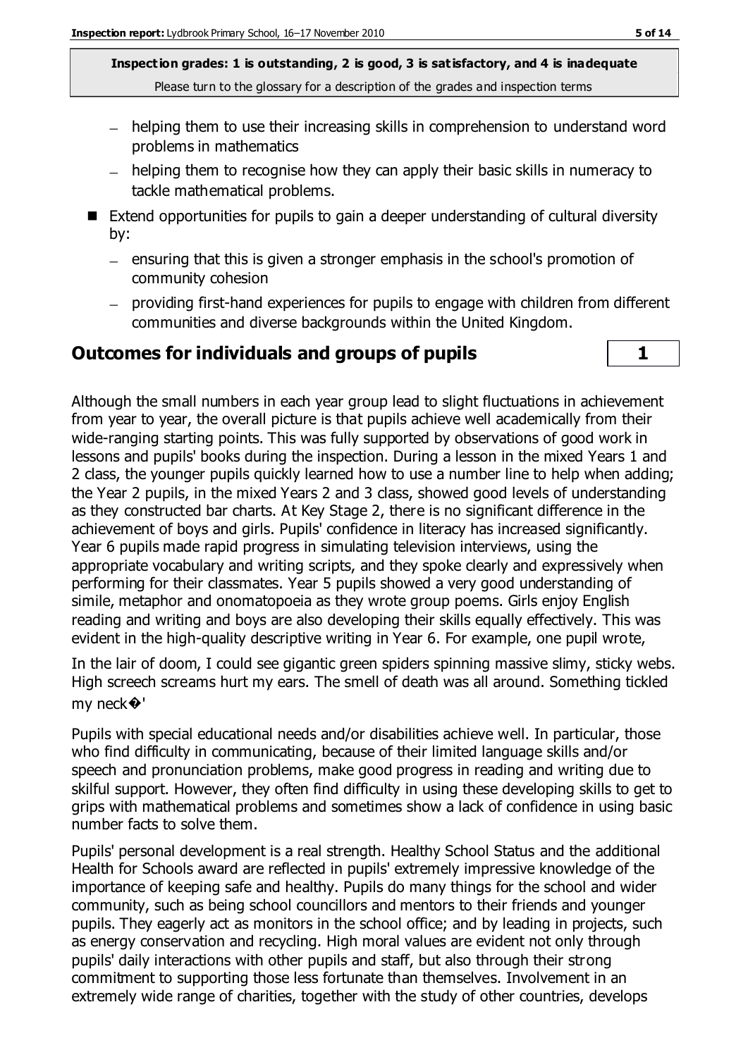**Inspection grades: 1 is outstanding, 2 is good, 3 is satisfactory, and 4 is inadequate**
Please turn to the glossary for a description of the grades and inspection terms

- helping them to use their increasing skills in comprehension to understand word problems in mathematics
- helping them to recognise how they can apply their basic skills in numeracy to tackle mathematical problems.

- Extend opportunities for pupils to gain a deeper understanding of cultural diversity by:
  - ensuring that this is given a stronger emphasis in the school's promotion of community cohesion
  - providing first-hand experiences for pupils to engage with children from different communities and diverse backgrounds within the United Kingdom.

## Outcomes for individuals and groups of pupils — 1

Although the small numbers in each year group lead to slight fluctuations in achievement from year to year, the overall picture is that pupils achieve well academically from their wide-ranging starting points. This was fully supported by observations of good work in lessons and pupils' books during the inspection. During a lesson in the mixed Years 1 and 2 class, the younger pupils quickly learned how to use a number line to help when adding; the Year 2 pupils, in the mixed Years 2 and 3 class, showed good levels of understanding as they constructed bar charts. At Key Stage 2, there is no significant difference in the achievement of boys and girls. Pupils' confidence in literacy has increased significantly. Year 6 pupils made rapid progress in simulating television interviews, using the appropriate vocabulary and writing scripts, and they spoke clearly and expressively when performing for their classmates. Year 5 pupils showed a very good understanding of simile, metaphor and onomatopoeia as they wrote group poems. Girls enjoy English reading and writing and boys are also developing their skills equally effectively. This was evident in the high-quality descriptive writing in Year 6. For example, one pupil wrote,

In the lair of doom, I could see gigantic green spiders spinning massive slimy, sticky webs. High screech screams hurt my ears. The smell of death was all around. Something tickled my neck�'

Pupils with special educational needs and/or disabilities achieve well. In particular, those who find difficulty in communicating, because of their limited language skills and/or speech and pronunciation problems, make good progress in reading and writing due to skilful support. However, they often find difficulty in using these developing skills to get to grips with mathematical problems and sometimes show a lack of confidence in using basic number facts to solve them.

Pupils' personal development is a real strength. Healthy School Status and the additional Health for Schools award are reflected in pupils' extremely impressive knowledge of the importance of keeping safe and healthy. Pupils do many things for the school and wider community, such as being school councillors and mentors to their friends and younger pupils. They eagerly act as monitors in the school office; and by leading in projects, such as energy conservation and recycling. High moral values are evident not only through pupils' daily interactions with other pupils and staff, but also through their strong commitment to supporting those less fortunate than themselves. Involvement in an extremely wide range of charities, together with the study of other countries, develops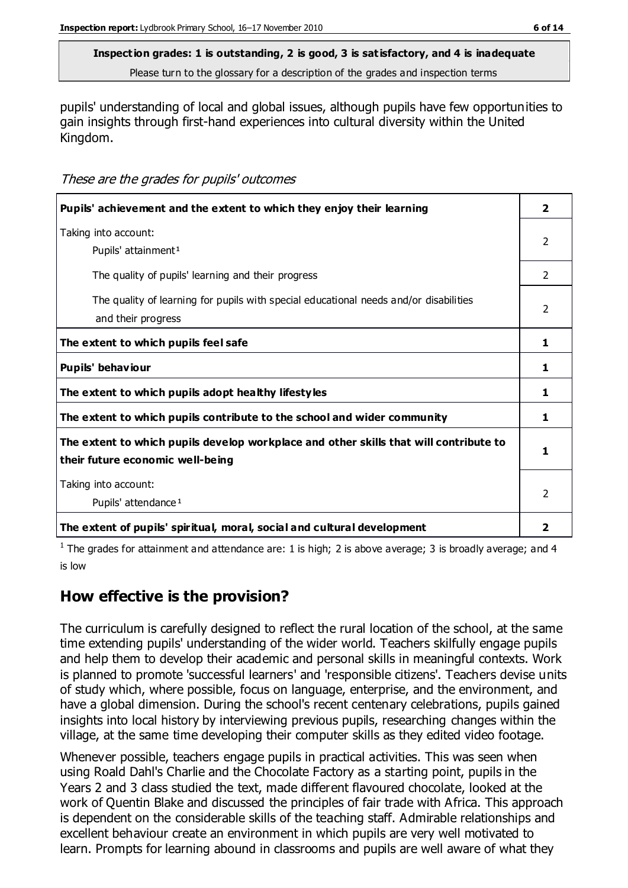**Inspection grades: 1 is outstanding, 2 is good, 3 is satisfactory, and 4 is inadequate**
Please turn to the glossary for a description of the grades and inspection terms

pupils' understanding of local and global issues, although pupils have few opportunities to gain insights through first-hand experiences into cultural diversity within the United Kingdom.

*These are the grades for pupils' outcomes*

| **Pupils' achievement and the extent to which they enjoy their learning** | **2** |
|---|---|
| Taking into account: Pupils' attainment[1] | 2 |
| The quality of pupils' learning and their progress | 2 |
| The quality of learning for pupils with special educational needs and/or disabilities and their progress | 2 |
| **The extent to which pupils feel safe** | **1** |
| **Pupils' behaviour** | **1** |
| **The extent to which pupils adopt healthy lifestyles** | **1** |
| **The extent to which pupils contribute to the school and wider community** | **1** |
| **The extent to which pupils develop workplace and other skills that will contribute to their future economic well-being** | **1** |
| Taking into account: Pupils' attendance[1] | 2 |
| **The extent of pupils' spiritual, moral, social and cultural development** | **2** |

[1] The grades for attainment and attendance are: 1 is high; 2 is above average; 3 is broadly average; and 4 is low

## How effective is the provision?

The curriculum is carefully designed to reflect the rural location of the school, at the same time extending pupils' understanding of the wider world. Teachers skilfully engage pupils and help them to develop their academic and personal skills in meaningful contexts. Work is planned to promote 'successful learners' and 'responsible citizens'. Teachers devise units of study which, where possible, focus on language, enterprise, and the environment, and have a global dimension. During the school's recent centenary celebrations, pupils gained insights into local history by interviewing previous pupils, researching changes within the village, at the same time developing their computer skills as they edited video footage.

Whenever possible, teachers engage pupils in practical activities. This was seen when using Roald Dahl's Charlie and the Chocolate Factory as a starting point, pupils in the Years 2 and 3 class studied the text, made different flavoured chocolate, looked at the work of Quentin Blake and discussed the principles of fair trade with Africa. This approach is dependent on the considerable skills of the teaching staff. Admirable relationships and excellent behaviour create an environment in which pupils are very well motivated to learn. Prompts for learning abound in classrooms and pupils are well aware of what they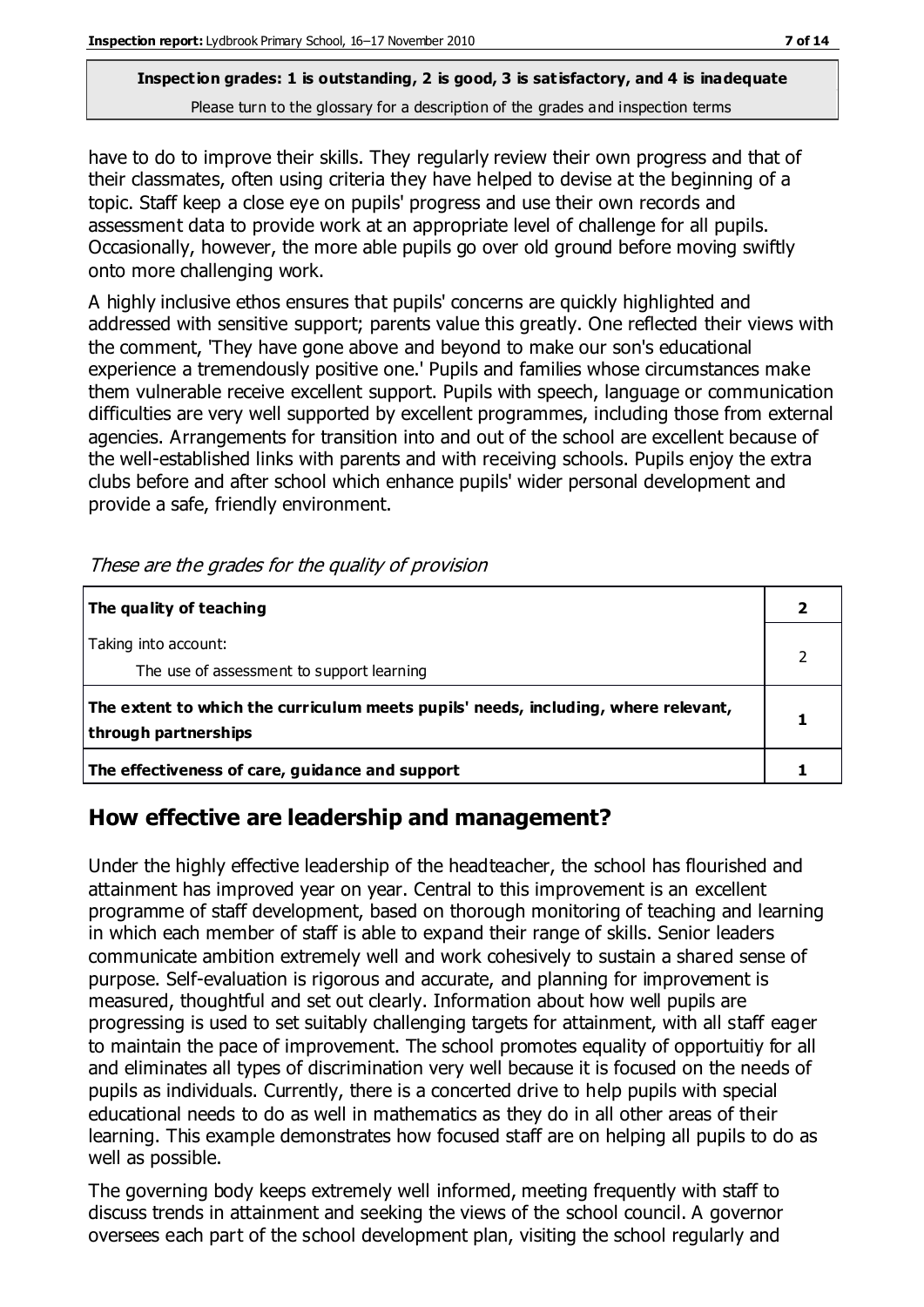**Inspection grades: 1 is outstanding, 2 is good, 3 is satisfactory, and 4 is inadequate**
Please turn to the glossary for a description of the grades and inspection terms

have to do to improve their skills. They regularly review their own progress and that of their classmates, often using criteria they have helped to devise at the beginning of a topic. Staff keep a close eye on pupils' progress and use their own records and assessment data to provide work at an appropriate level of challenge for all pupils. Occasionally, however, the more able pupils go over old ground before moving swiftly onto more challenging work.

A highly inclusive ethos ensures that pupils' concerns are quickly highlighted and addressed with sensitive support; parents value this greatly. One reflected their views with the comment, 'They have gone above and beyond to make our son's educational experience a tremendously positive one.' Pupils and families whose circumstances make them vulnerable receive excellent support. Pupils with speech, language or communication difficulties are very well supported by excellent programmes, including those from external agencies. Arrangements for transition into and out of the school are excellent because of the well-established links with parents and with receiving schools. Pupils enjoy the extra clubs before and after school which enhance pupils' wider personal development and provide a safe, friendly environment.

*These are the grades for the quality of provision*

| | |
|---|---|
| **The quality of teaching** | **2** |
| Taking into account:<br>The use of assessment to support learning | 2 |
| **The extent to which the curriculum meets pupils' needs, including, where relevant, through partnerships** | **1** |
| **The effectiveness of care, guidance and support** | **1** |

## How effective are leadership and management?

Under the highly effective leadership of the headteacher, the school has flourished and attainment has improved year on year. Central to this improvement is an excellent programme of staff development, based on thorough monitoring of teaching and learning in which each member of staff is able to expand their range of skills. Senior leaders communicate ambition extremely well and work cohesively to sustain a shared sense of purpose. Self-evaluation is rigorous and accurate, and planning for improvement is measured, thoughtful and set out clearly. Information about how well pupils are progressing is used to set suitably challenging targets for attainment, with all staff eager to maintain the pace of improvement. The school promotes equality of opportuitiy for all and eliminates all types of discrimination very well because it is focused on the needs of pupils as individuals. Currently, there is a concerted drive to help pupils with special educational needs to do as well in mathematics as they do in all other areas of their learning. This example demonstrates how focused staff are on helping all pupils to do as well as possible.

The governing body keeps extremely well informed, meeting frequently with staff to discuss trends in attainment and seeking the views of the school council. A governor oversees each part of the school development plan, visiting the school regularly and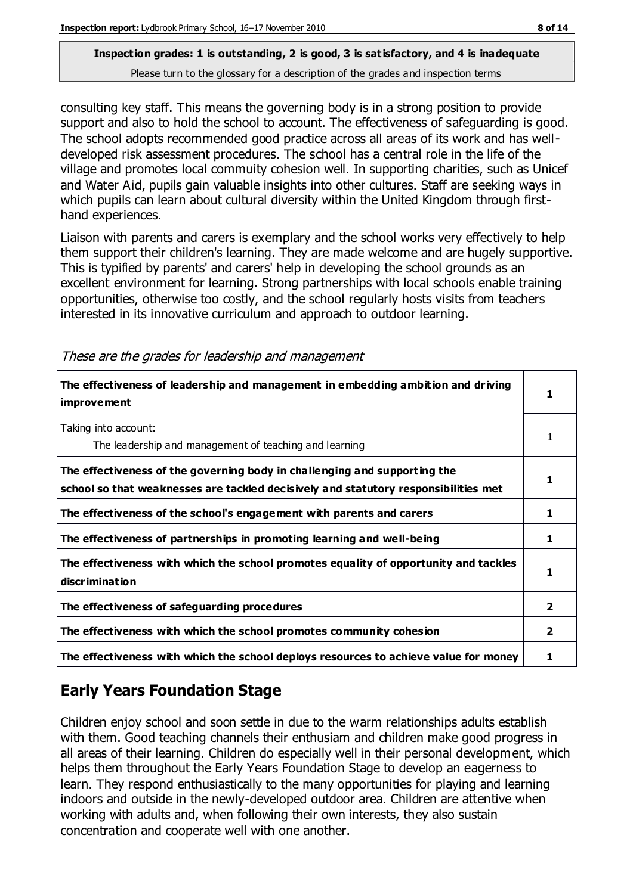**Inspection grades: 1 is outstanding, 2 is good, 3 is satisfactory, and 4 is inadequate**

Please turn to the glossary for a description of the grades and inspection terms

consulting key staff. This means the governing body is in a strong position to provide support and also to hold the school to account. The effectiveness of safeguarding is good. The school adopts recommended good practice across all areas of its work and has well-developed risk assessment procedures. The school has a central role in the life of the village and promotes local commuity cohesion well. In supporting charities, such as Unicef and Water Aid, pupils gain valuable insights into other cultures. Staff are seeking ways in which pupils can learn about cultural diversity within the United Kingdom through first-hand experiences.

Liaison with parents and carers is exemplary and the school works very effectively to help them support their children's learning. They are made welcome and are hugely supportive. This is typified by parents' and carers' help in developing the school grounds as an excellent environment for learning. Strong partnerships with local schools enable training opportunities, otherwise too costly, and the school regularly hosts visits from teachers interested in its innovative curriculum and approach to outdoor learning.

*These are the grades for leadership and management*

| | |
|---|---|
| **The effectiveness of leadership and management in embedding ambition and driving improvement** | **1** |
| Taking into account:<br>The leadership and management of teaching and learning | 1 |
| **The effectiveness of the governing body in challenging and supporting the school so that weaknesses are tackled decisively and statutory responsibilities met** | **1** |
| **The effectiveness of the school's engagement with parents and carers** | **1** |
| **The effectiveness of partnerships in promoting learning and well-being** | **1** |
| **The effectiveness with which the school promotes equality of opportunity and tackles discrimination** | **1** |
| **The effectiveness of safeguarding procedures** | **2** |
| **The effectiveness with which the school promotes community cohesion** | **2** |
| **The effectiveness with which the school deploys resources to achieve value for money** | **1** |

## Early Years Foundation Stage

Children enjoy school and soon settle in due to the warm relationships adults establish with them. Good teaching channels their enthusiam and children make good progress in all areas of their learning. Children do especially well in their personal development, which helps them throughout the Early Years Foundation Stage to develop an eagerness to learn. They respond enthusiastically to the many opportunities for playing and learning indoors and outside in the newly-developed outdoor area. Children are attentive when working with adults and, when following their own interests, they also sustain concentration and cooperate well with one another.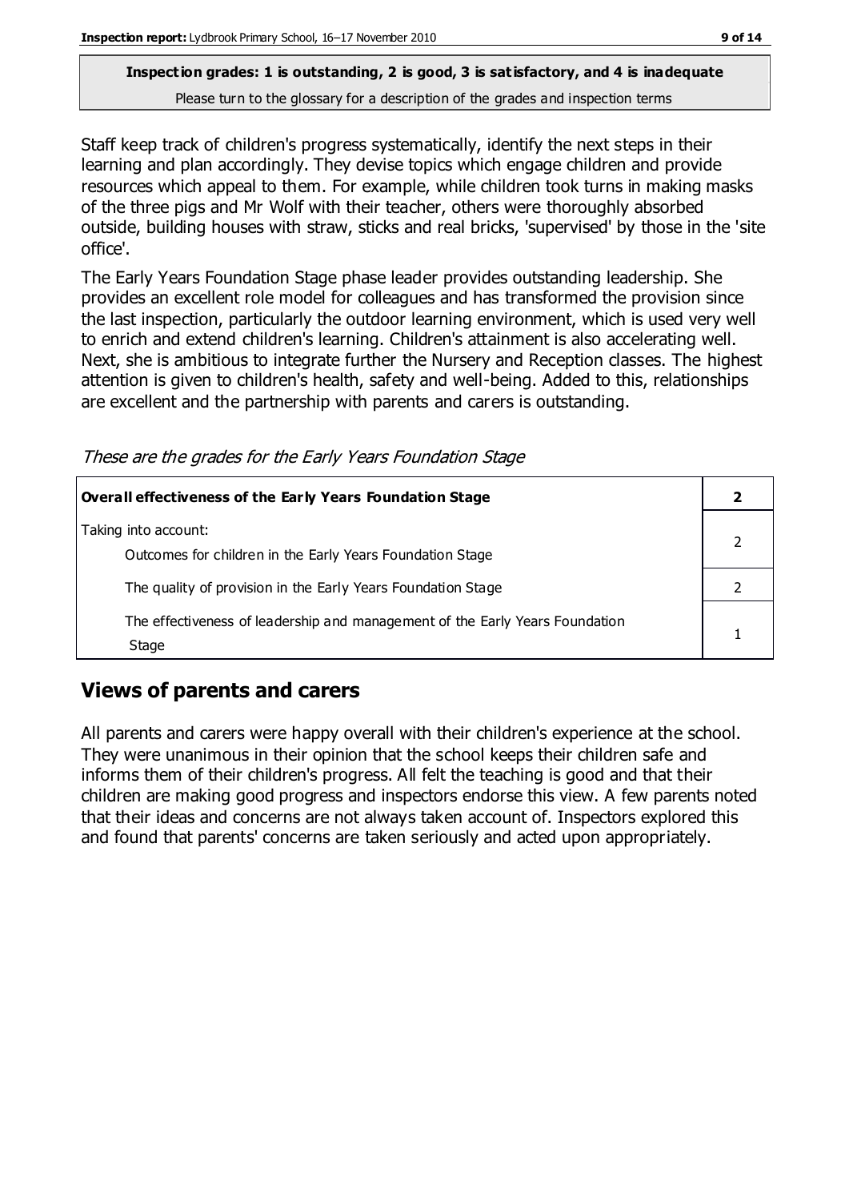**Inspection grades: 1 is outstanding, 2 is good, 3 is satisfactory, and 4 is inadequate**
Please turn to the glossary for a description of the grades and inspection terms

Staff keep track of children's progress systematically, identify the next steps in their learning and plan accordingly. They devise topics which engage children and provide resources which appeal to them. For example, while children took turns in making masks of the three pigs and Mr Wolf with their teacher, others were thoroughly absorbed outside, building houses with straw, sticks and real bricks, 'supervised' by those in the 'site office'.

The Early Years Foundation Stage phase leader provides outstanding leadership. She provides an excellent role model for colleagues and has transformed the provision since the last inspection, particularly the outdoor learning environment, which is used very well to enrich and extend children's learning. Children's attainment is also accelerating well. Next, she is ambitious to integrate further the Nursery and Reception classes. The highest attention is given to children's health, safety and well-being. Added to this, relationships are excellent and the partnership with parents and carers is outstanding.

*These are the grades for the Early Years Foundation Stage*

| **Overall effectiveness of the Early Years Foundation Stage** | **2** |
|---|---|
| Taking into account:<br>Outcomes for children in the Early Years Foundation Stage | 2 |
| The quality of provision in the Early Years Foundation Stage | 2 |
| The effectiveness of leadership and management of the Early Years Foundation Stage | 1 |

## Views of parents and carers

All parents and carers were happy overall with their children's experience at the school. They were unanimous in their opinion that the school keeps their children safe and informs them of their children's progress. All felt the teaching is good and that their children are making good progress and inspectors endorse this view. A few parents noted that their ideas and concerns are not always taken account of. Inspectors explored this and found that parents' concerns are taken seriously and acted upon appropriately.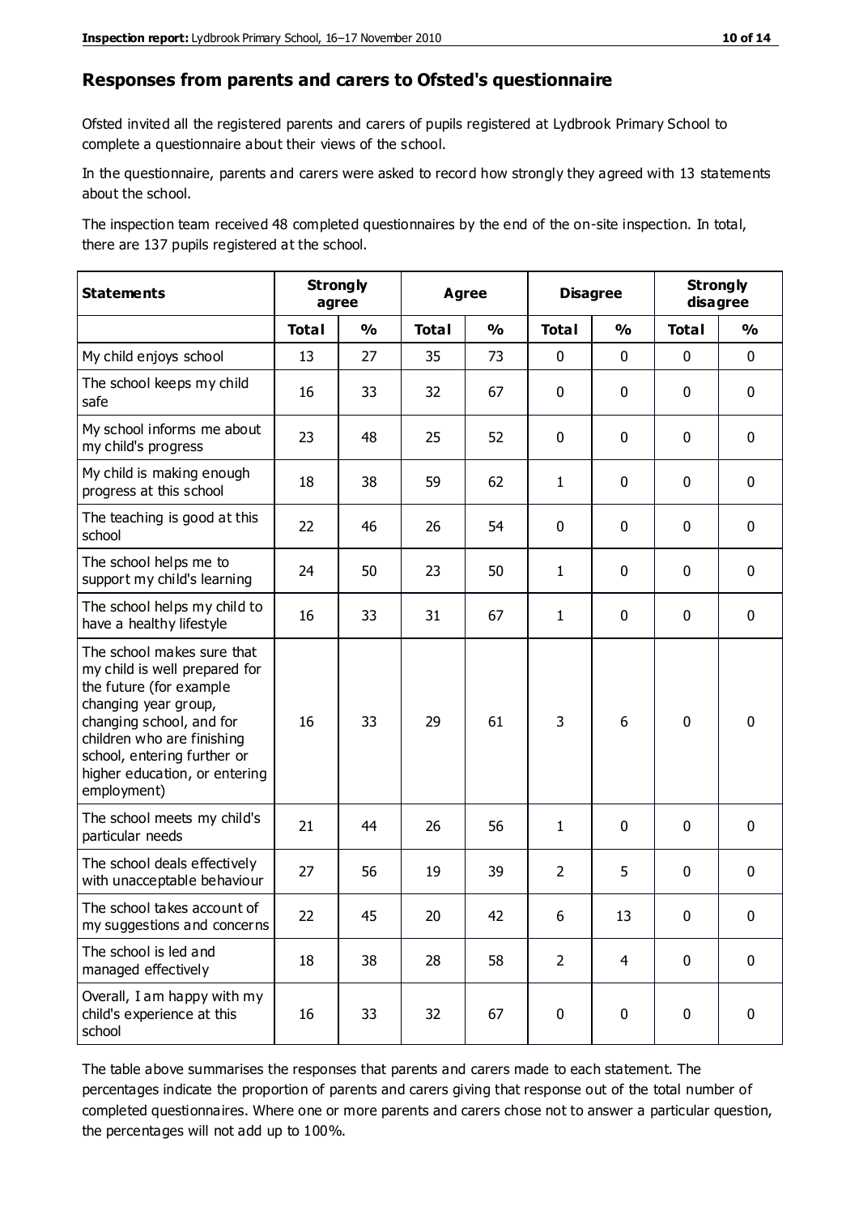## Responses from parents and carers to Ofsted's questionnaire

Ofsted invited all the registered parents and carers of pupils registered at Lydbrook Primary School to complete a questionnaire about their views of the school.

In the questionnaire, parents and carers were asked to record how strongly they agreed with 13 statements about the school.

The inspection team received 48 completed questionnaires by the end of the on-site inspection. In total, there are 137 pupils registered at the school.

| Statements | Strongly agree | | Agree | | Disagree | | Strongly disagree | |
|---|---|---|---|---|---|---|---|---|
| | Total | % | Total | % | Total | % | Total | % |
| My child enjoys school | 13 | 27 | 35 | 73 | 0 | 0 | 0 | 0 |
| The school keeps my child safe | 16 | 33 | 32 | 67 | 0 | 0 | 0 | 0 |
| My school informs me about my child's progress | 23 | 48 | 25 | 52 | 0 | 0 | 0 | 0 |
| My child is making enough progress at this school | 18 | 38 | 59 | 62 | 1 | 0 | 0 | 0 |
| The teaching is good at this school | 22 | 46 | 26 | 54 | 0 | 0 | 0 | 0 |
| The school helps me to support my child's learning | 24 | 50 | 23 | 50 | 1 | 0 | 0 | 0 |
| The school helps my child to have a healthy lifestyle | 16 | 33 | 31 | 67 | 1 | 0 | 0 | 0 |
| The school makes sure that my child is well prepared for the future (for example changing year group, changing school, and for children who are finishing school, entering further or higher education, or entering employment) | 16 | 33 | 29 | 61 | 3 | 6 | 0 | 0 |
| The school meets my child's particular needs | 21 | 44 | 26 | 56 | 1 | 0 | 0 | 0 |
| The school deals effectively with unacceptable behaviour | 27 | 56 | 19 | 39 | 2 | 5 | 0 | 0 |
| The school takes account of my suggestions and concerns | 22 | 45 | 20 | 42 | 6 | 13 | 0 | 0 |
| The school is led and managed effectively | 18 | 38 | 28 | 58 | 2 | 4 | 0 | 0 |
| Overall, I am happy with my child's experience at this school | 16 | 33 | 32 | 67 | 0 | 0 | 0 | 0 |

The table above summarises the responses that parents and carers made to each statement. The percentages indicate the proportion of parents and carers giving that response out of the total number of completed questionnaires. Where one or more parents and carers chose not to answer a particular question, the percentages will not add up to 100%.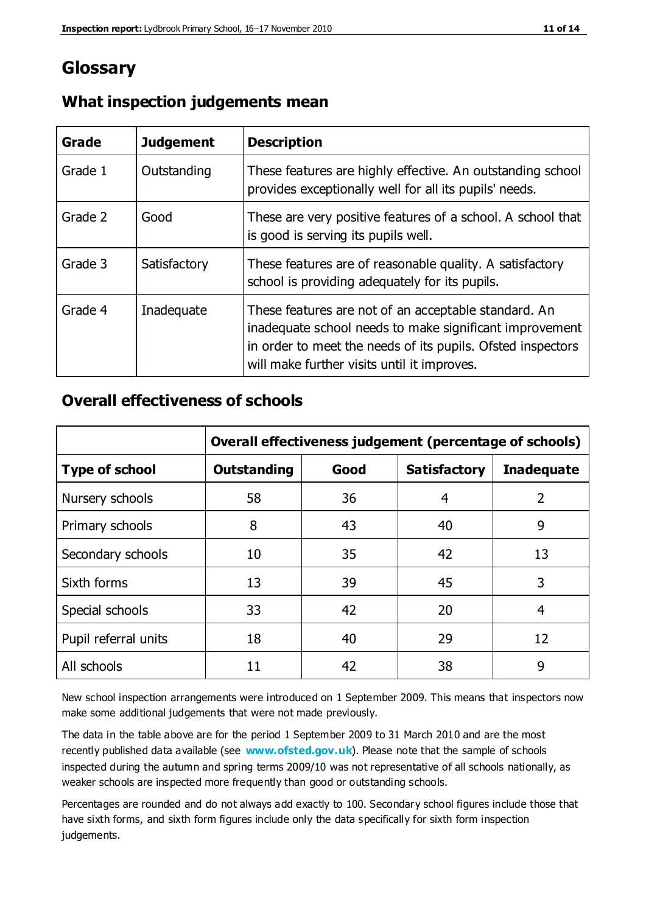# Glossary

## What inspection judgements mean

| Grade | Judgement | Description |
|---|---|---|
| Grade 1 | Outstanding | These features are highly effective. An outstanding school provides exceptionally well for all its pupils' needs. |
| Grade 2 | Good | These are very positive features of a school. A school that is good is serving its pupils well. |
| Grade 3 | Satisfactory | These features are of reasonable quality. A satisfactory school is providing adequately for its pupils. |
| Grade 4 | Inadequate | These features are not of an acceptable standard. An inadequate school needs to make significant improvement in order to meet the needs of its pupils. Ofsted inspectors will make further visits until it improves. |

## Overall effectiveness of schools

| | Overall effectiveness judgement (percentage of schools) | | | |
|---|---|---|---|---|
| **Type of school** | **Outstanding** | **Good** | **Satisfactory** | **Inadequate** |
| Nursery schools | 58 | 36 | 4 | 2 |
| Primary schools | 8 | 43 | 40 | 9 |
| Secondary schools | 10 | 35 | 42 | 13 |
| Sixth forms | 13 | 39 | 45 | 3 |
| Special schools | 33 | 42 | 20 | 4 |
| Pupil referral units | 18 | 40 | 29 | 12 |
| All schools | 11 | 42 | 38 | 9 |

New school inspection arrangements were introduced on 1 September 2009. This means that inspectors now make some additional judgements that were not made previously.

The data in the table above are for the period 1 September 2009 to 31 March 2010 and are the most recently published data available (see **www.ofsted.gov.uk**). Please note that the sample of schools inspected during the autumn and spring terms 2009/10 was not representative of all schools nationally, as weaker schools are inspected more frequently than good or outstanding schools.

Percentages are rounded and do not always add exactly to 100. Secondary school figures include those that have sixth forms, and sixth form figures include only the data specifically for sixth form inspection judgements.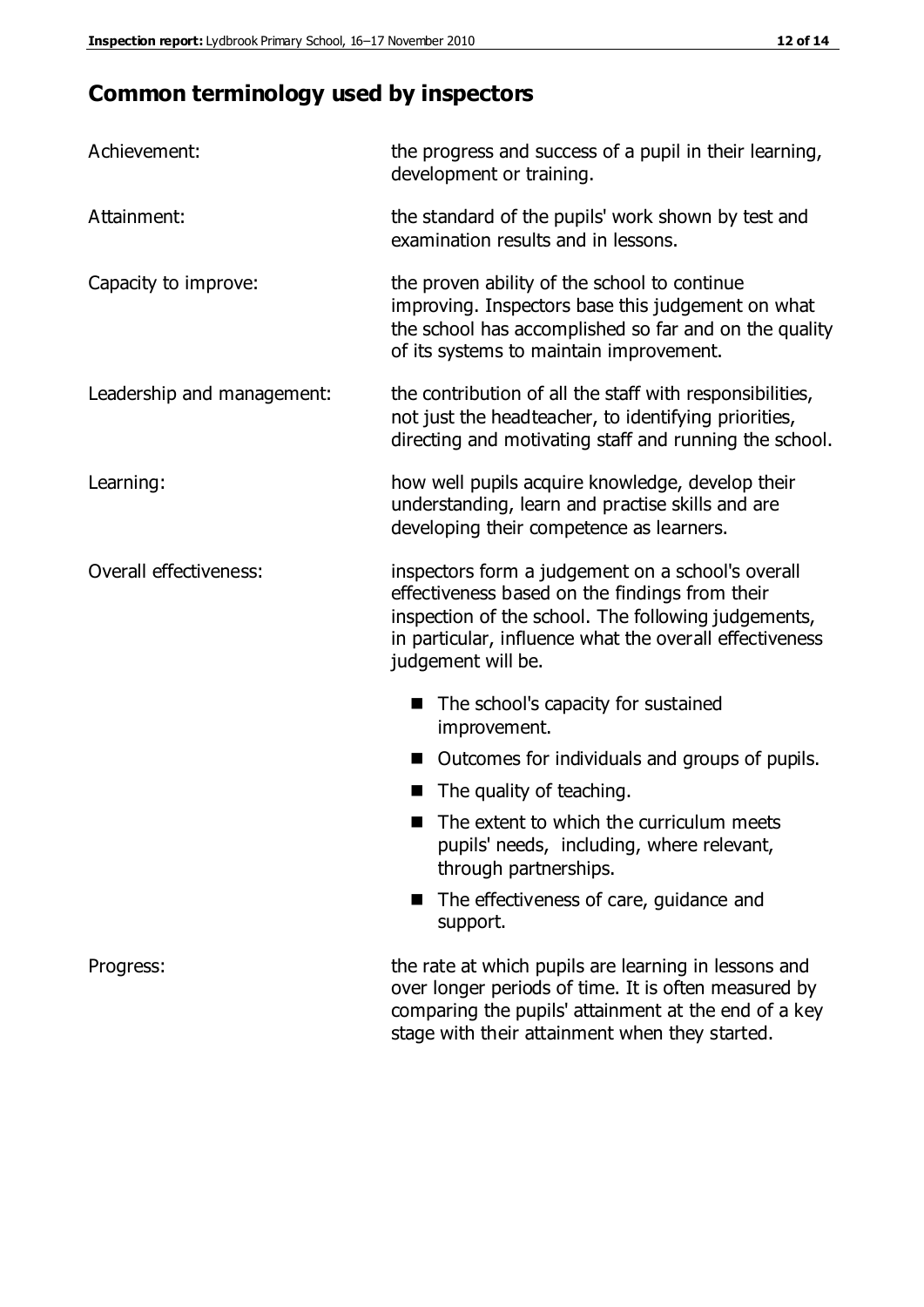## Common terminology used by inspectors

| | |
|---|---|
| Achievement: | the progress and success of a pupil in their learning, development or training. |
| Attainment: | the standard of the pupils' work shown by test and examination results and in lessons. |
| Capacity to improve: | the proven ability of the school to continue improving. Inspectors base this judgement on what the school has accomplished so far and on the quality of its systems to maintain improvement. |
| Leadership and management: | the contribution of all the staff with responsibilities, not just the headteacher, to identifying priorities, directing and motivating staff and running the school. |
| Learning: | how well pupils acquire knowledge, develop their understanding, learn and practise skills and are developing their competence as learners. |
| Overall effectiveness: | inspectors form a judgement on a school's overall effectiveness based on the findings from their inspection of the school. The following judgements, in particular, influence what the overall effectiveness judgement will be.<br>■ The school's capacity for sustained improvement.<br>■ Outcomes for individuals and groups of pupils.<br>■ The quality of teaching.<br>■ The extent to which the curriculum meets pupils' needs, including, where relevant, through partnerships.<br>■ The effectiveness of care, guidance and support. |
| Progress: | the rate at which pupils are learning in lessons and over longer periods of time. It is often measured by comparing the pupils' attainment at the end of a key stage with their attainment when they started. |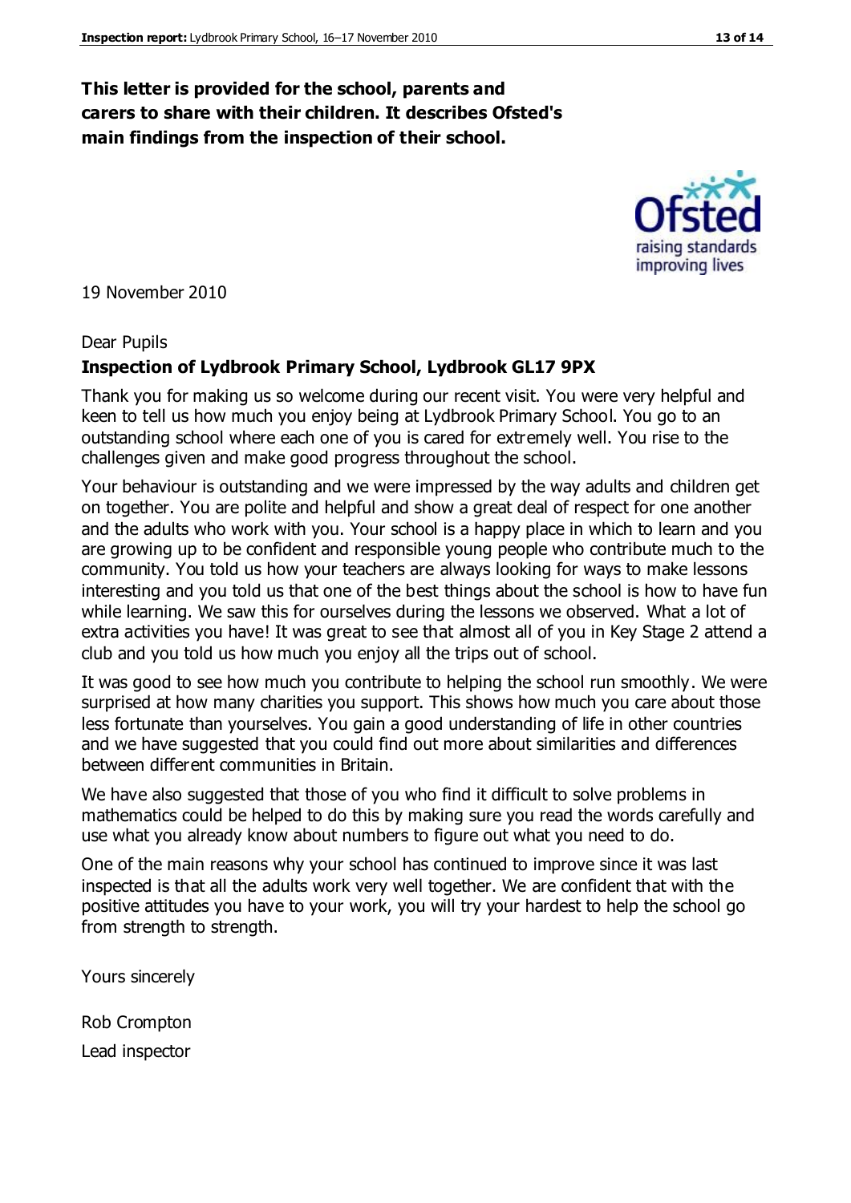**This letter is provided for the school, parents and carers to share with their children. It describes Ofsted's main findings from the inspection of their school.**

19 November 2010

Dear Pupils

**Inspection of Lydbrook Primary School, Lydbrook GL17 9PX**

Thank you for making us so welcome during our recent visit. You were very helpful and keen to tell us how much you enjoy being at Lydbrook Primary School. You go to an outstanding school where each one of you is cared for extremely well. You rise to the challenges given and make good progress throughout the school.

Your behaviour is outstanding and we were impressed by the way adults and children get on together. You are polite and helpful and show a great deal of respect for one another and the adults who work with you. Your school is a happy place in which to learn and you are growing up to be confident and responsible young people who contribute much to the community. You told us how your teachers are always looking for ways to make lessons interesting and you told us that one of the best things about the school is how to have fun while learning. We saw this for ourselves during the lessons we observed. What a lot of extra activities you have! It was great to see that almost all of you in Key Stage 2 attend a club and you told us how much you enjoy all the trips out of school.

It was good to see how much you contribute to helping the school run smoothly. We were surprised at how many charities you support. This shows how much you care about those less fortunate than yourselves. You gain a good understanding of life in other countries and we have suggested that you could find out more about similarities and differences between different communities in Britain.

We have also suggested that those of you who find it difficult to solve problems in mathematics could be helped to do this by making sure you read the words carefully and use what you already know about numbers to figure out what you need to do.

One of the main reasons why your school has continued to improve since it was last inspected is that all the adults work very well together. We are confident that with the positive attitudes you have to your work, you will try your hardest to help the school go from strength to strength.

Yours sincerely

Rob Crompton

Lead inspector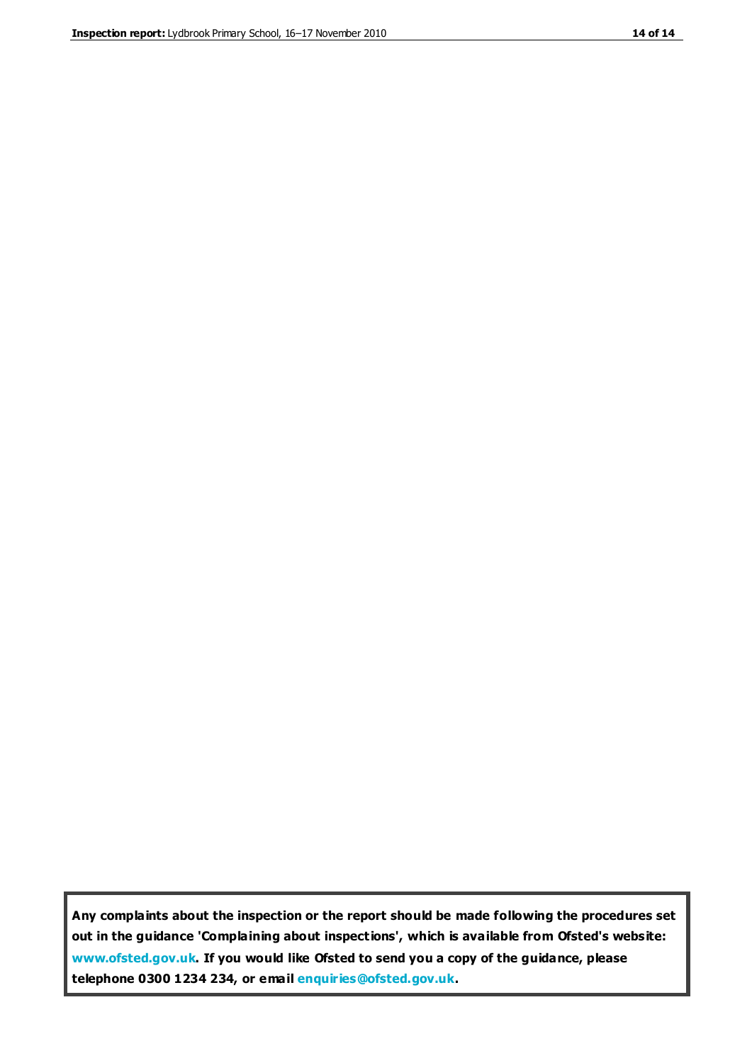**Any complaints about the inspection or the report should be made following the procedures set out in the guidance 'Complaining about inspections', which is available from Ofsted's website: www.ofsted.gov.uk. If you would like Ofsted to send you a copy of the guidance, please telephone 0300 1234 234, or email enquiries@ofsted.gov.uk.**